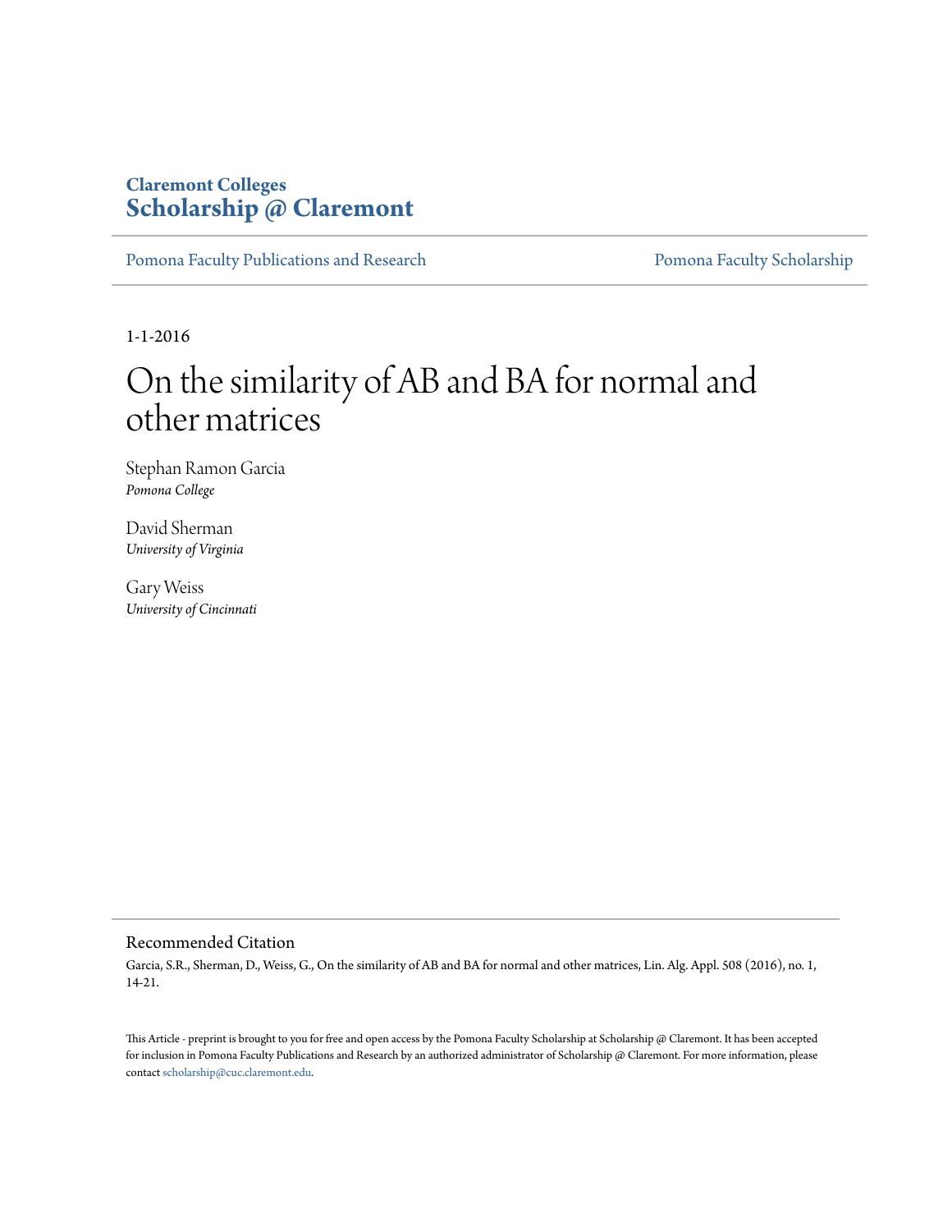**Claremont Colleges**
**Scholarship @ Claremont**

Pomona Faculty Publications and Research | Pomona Faculty Scholarship

1-1-2016

# On the similarity of AB and BA for normal and other matrices

Stephan Ramon Garcia
*Pomona College*

David Sherman
*University of Virginia*

Gary Weiss
*University of Cincinnati*

## Recommended Citation

Garcia, S.R., Sherman, D., Weiss, G., On the similarity of AB and BA for normal and other matrices, Lin. Alg. Appl. 508 (2016), no. 1, 14-21.

This Article - preprint is brought to you for free and open access by the Pomona Faculty Scholarship at Scholarship @ Claremont. It has been accepted for inclusion in Pomona Faculty Publications and Research by an authorized administrator of Scholarship @ Claremont. For more information, please contact scholarship@cuc.claremont.edu.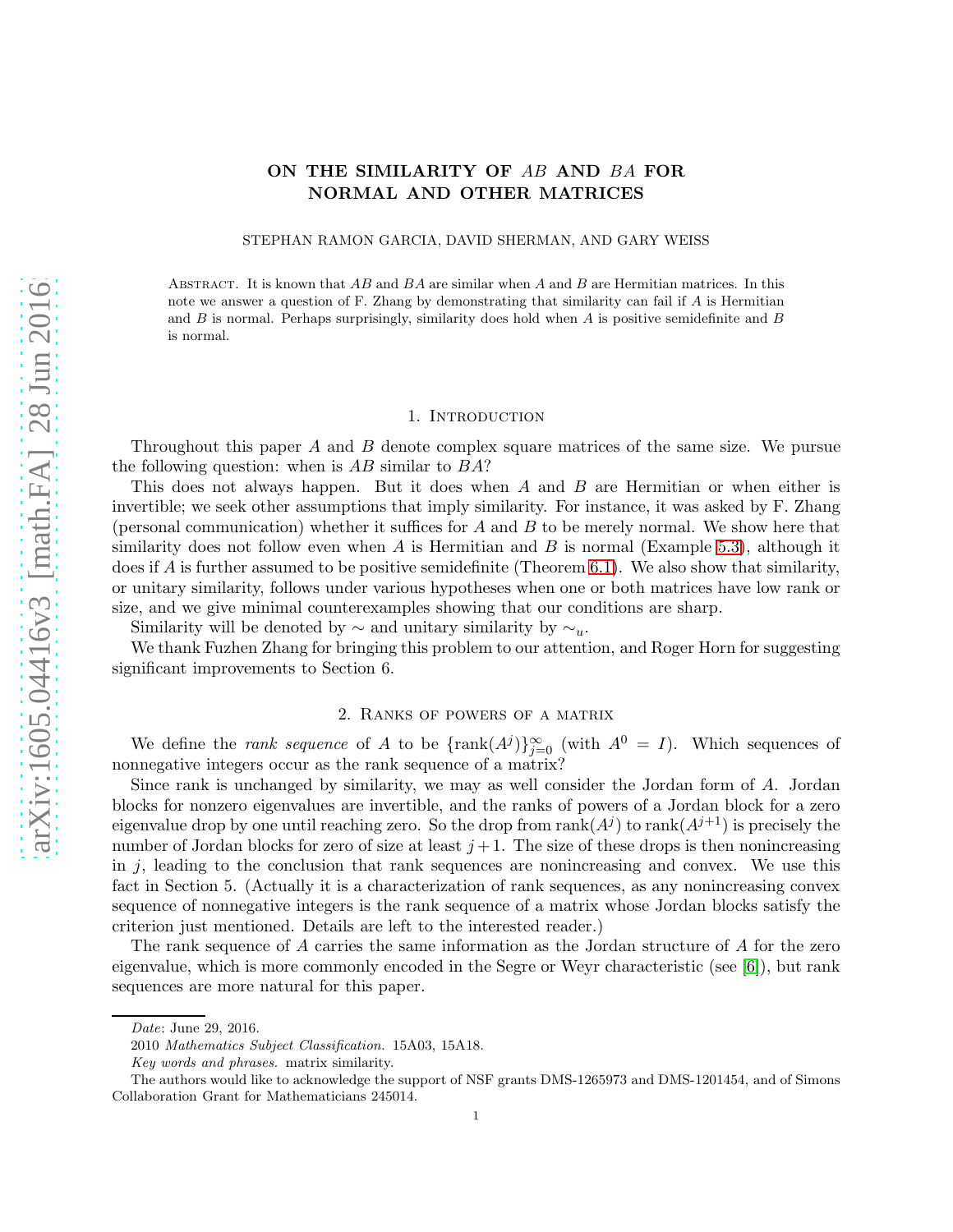# ON THE SIMILARITY OF $AB$ AND $BA$ FOR NORMAL AND OTHER MATRICES

STEPHAN RAMON GARCIA, DAVID SHERMAN, AND GARY WEISS

ABSTRACT. It is known that $AB$ and $BA$ are similar when $A$ and $B$ are Hermitian matrices. In this note we answer a question of F. Zhang by demonstrating that similarity can fail if $A$ is Hermitian and $B$ is normal. Perhaps surprisingly, similarity does hold when $A$ is positive semidefinite and $B$ is normal.

## 1. Introduction

Throughout this paper $A$ and $B$ denote complex square matrices of the same size. We pursue the following question: when is $AB$ similar to $BA$?

This does not always happen. But it does when $A$ and $B$ are Hermitian or when either is invertible; we seek other assumptions that imply similarity. For instance, it was asked by F. Zhang (personal communication) whether it suffices for $A$ and $B$ to be merely normal. We show here that similarity does not follow even when $A$ is Hermitian and $B$ is normal (Example 5.3), although it does if $A$ is further assumed to be positive semidefinite (Theorem 6.1). We also show that similarity, or unitary similarity, follows under various hypotheses when one or both matrices have low rank or size, and we give minimal counterexamples showing that our conditions are sharp.

Similarity will be denoted by $\sim$ and unitary similarity by $\sim_u$.

We thank Fuzhen Zhang for bringing this problem to our attention, and Roger Horn for suggesting significant improvements to Section 6.

## 2. Ranks of powers of a matrix

We define the *rank sequence* of $A$ to be $\{\text{rank}(A^j)\}_{j=0}^{\infty}$ (with $A^0 = I$). Which sequences of nonnegative integers occur as the rank sequence of a matrix?

Since rank is unchanged by similarity, we may as well consider the Jordan form of $A$. Jordan blocks for nonzero eigenvalues are invertible, and the ranks of powers of a Jordan block for a zero eigenvalue drop by one until reaching zero. So the drop from $\text{rank}(A^j)$ to $\text{rank}(A^{j+1})$ is precisely the number of Jordan blocks for zero of size at least $j+1$. The size of these drops is then nonincreasing in $j$, leading to the conclusion that rank sequences are nonincreasing and convex. We use this fact in Section 5. (Actually it is a characterization of rank sequences, as any nonincreasing convex sequence of nonnegative integers is the rank sequence of a matrix whose Jordan blocks satisfy the criterion just mentioned. Details are left to the interested reader.)

The rank sequence of $A$ carries the same information as the Jordan structure of $A$ for the zero eigenvalue, which is more commonly encoded in the Segre or Weyr characteristic (see [6]), but rank sequences are more natural for this paper.

---

*Date*: June 29, 2016.

2010 *Mathematics Subject Classification.* 15A03, 15A18.

*Key words and phrases.* matrix similarity.

The authors would like to acknowledge the support of NSF grants DMS-1265973 and DMS-1201454, and of Simons Collaboration Grant for Mathematicians 245014.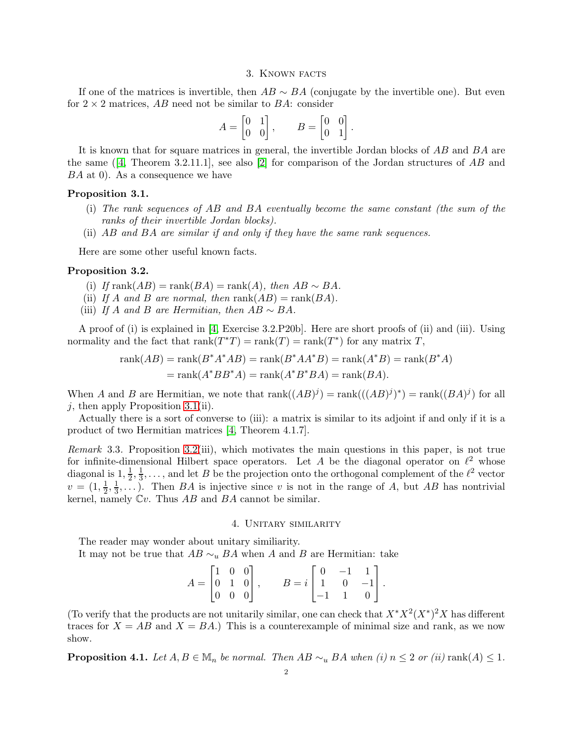## 3. Known facts

If one of the matrices is invertible, then $AB \sim BA$ (conjugate by the invertible one). But even for $2 \times 2$ matrices, $AB$ need not be similar to $BA$: consider

$$A = \begin{bmatrix} 0 & 1 \\ 0 & 0 \end{bmatrix}, \qquad B = \begin{bmatrix} 0 & 0 \\ 0 & 1 \end{bmatrix}.$$

It is known that for square matrices in general, the invertible Jordan blocks of $AB$ and $BA$ are the same ([4, Theorem 3.2.11.1], see also [2] for comparison of the Jordan structures of $AB$ and $BA$ at 0). As a consequence we have

**Proposition 3.1.**

- (i) *The rank sequences of $AB$ and $BA$ eventually become the same constant (the sum of the ranks of their invertible Jordan blocks).*
- (ii) *$AB$ and $BA$ are similar if and only if they have the same rank sequences.*

Here are some other useful known facts.

**Proposition 3.2.**

- (i) *If $\operatorname{rank}(AB) = \operatorname{rank}(BA) = \operatorname{rank}(A)$, then $AB \sim BA$.*
- (ii) *If $A$ and $B$ are normal, then $\operatorname{rank}(AB) = \operatorname{rank}(BA)$.*
- (iii) *If $A$ and $B$ are Hermitian, then $AB \sim BA$.*

A proof of (i) is explained in [4, Exercise 3.2.P20b]. Here are short proofs of (ii) and (iii). Using normality and the fact that $\operatorname{rank}(T^*T) = \operatorname{rank}(T) = \operatorname{rank}(T^*)$ for any matrix $T$,

$$\begin{aligned}
\operatorname{rank}(AB) &= \operatorname{rank}(B^*A^*AB) = \operatorname{rank}(B^*AA^*B) = \operatorname{rank}(A^*B) = \operatorname{rank}(B^*A) \\
&= \operatorname{rank}(A^*BB^*A) = \operatorname{rank}(A^*B^*BA) = \operatorname{rank}(BA).
\end{aligned}$$

When $A$ and $B$ are Hermitian, we note that $\operatorname{rank}((AB)^j) = \operatorname{rank}(((AB)^j)^*) = \operatorname{rank}((BA)^j)$ for all $j$, then apply Proposition 3.1(ii).

Actually there is a sort of converse to (iii): a matrix is similar to its adjoint if and only if it is a product of two Hermitian matrices [4, Theorem 4.1.7].

*Remark* 3.3. Proposition 3.2(iii), which motivates the main questions in this paper, is not true for infinite-dimensional Hilbert space operators. Let $A$ be the diagonal operator on $\ell^2$ whose diagonal is $1, \frac{1}{2}, \frac{1}{3}, \ldots$, and let $B$ be the projection onto the orthogonal complement of the $\ell^2$ vector $v = (1, \frac{1}{2}, \frac{1}{3}, \ldots)$. Then $BA$ is injective since $v$ is not in the range of $A$, but $AB$ has nontrivial kernel, namely $\mathbb{C}v$. Thus $AB$ and $BA$ cannot be similar.

## 4. Unitary similarity

The reader may wonder about unitary similiarity.

It may not be true that $AB \sim_u BA$ when $A$ and $B$ are Hermitian: take

$$A = \begin{bmatrix} 1 & 0 & 0 \\ 0 & 1 & 0 \\ 0 & 0 & 0 \end{bmatrix}, \qquad B = i \begin{bmatrix} 0 & -1 & 1 \\ 1 & 0 & -1 \\ -1 & 1 & 0 \end{bmatrix}.$$

(To verify that the products are not unitarily similar, one can check that $X^*X^2(X^*)^2X$ has different traces for $X = AB$ and $X = BA$.) This is a counterexample of minimal size and rank, as we now show.

**Proposition 4.1.** *Let $A, B \in \mathbb{M}_n$ be normal. Then $AB \sim_u BA$ when (i) $n \le 2$ or (ii) $\operatorname{rank}(A) \le 1$.*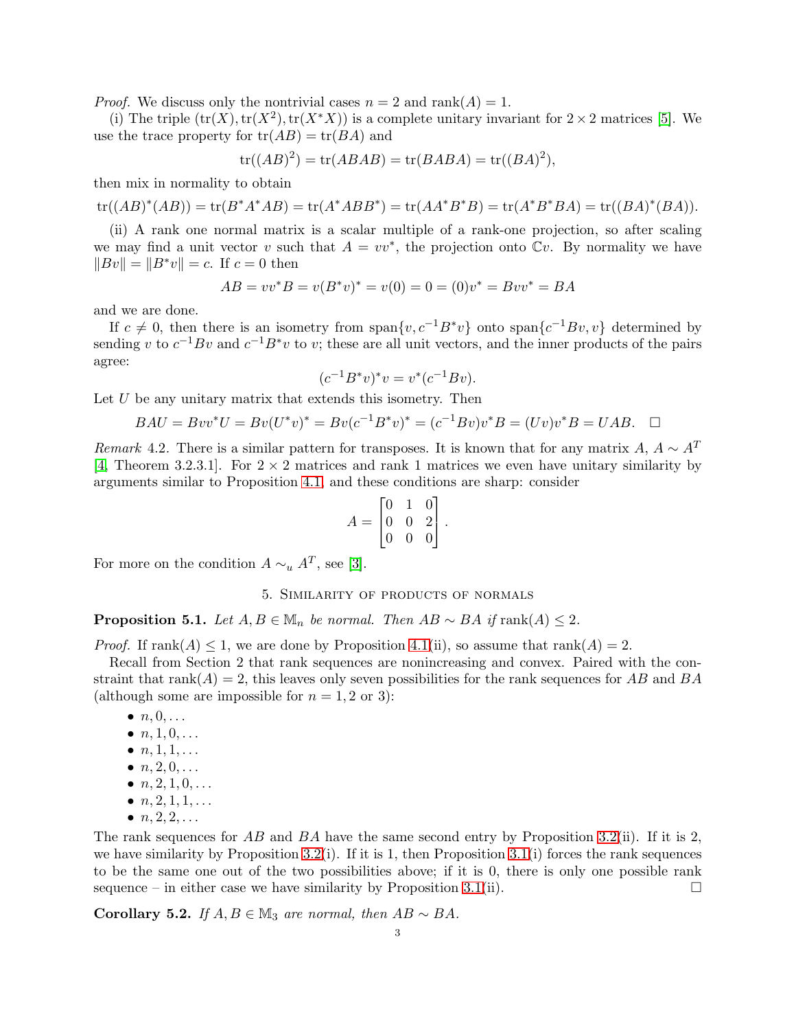*Proof.* We discuss only the nontrivial cases $n = 2$ and $\operatorname{rank}(A) = 1$.

(i) The triple $(\operatorname{tr}(X), \operatorname{tr}(X^2), \operatorname{tr}(X^*X))$ is a complete unitary invariant for $2 \times 2$ matrices [5]. We use the trace property for $\operatorname{tr}(AB) = \operatorname{tr}(BA)$ and

$$\operatorname{tr}((AB)^2) = \operatorname{tr}(ABAB) = \operatorname{tr}(BABA) = \operatorname{tr}((BA)^2),$$

then mix in normality to obtain

$$\operatorname{tr}((AB)^*(AB)) = \operatorname{tr}(B^*A^*AB) = \operatorname{tr}(A^*ABB^*) = \operatorname{tr}(AA^*B^*B) = \operatorname{tr}(A^*B^*BA) = \operatorname{tr}((BA)^*(BA)).$$

(ii) A rank one normal matrix is a scalar multiple of a rank-one projection, so after scaling we may find a unit vector $v$ such that $A = vv^*$, the projection onto $\mathbb{C}v$. By normality we have $\|Bv\| = \|B^*v\| = c$. If $c = 0$ then

$$AB = vv^*B = v(B^*v)^* = v(0) = 0 = (0)v^* = Bvv^* = BA$$

and we are done.

If $c \neq 0$, then there is an isometry from $\operatorname{span}\{v, c^{-1}B^*v\}$ onto $\operatorname{span}\{c^{-1}Bv, v\}$ determined by sending $v$ to $c^{-1}Bv$ and $c^{-1}B^*v$ to $v$; these are all unit vectors, and the inner products of the pairs agree:

$$(c^{-1}B^*v)^*v = v^*(c^{-1}Bv).$$

Let $U$ be any unitary matrix that extends this isometry. Then

$$BAU = Bvv^*U = Bv(U^*v)^* = Bv(c^{-1}B^*v)^* = (c^{-1}Bv)v^*B = (Uv)v^*B = UAB. \quad \square$$

*Remark* 4.2. There is a similar pattern for transposes. It is known that for any matrix $A$, $A \sim A^T$ [4, Theorem 3.2.3.1]. For $2 \times 2$ matrices and rank 1 matrices we even have unitary similarity by arguments similar to Proposition 4.1, and these conditions are sharp: consider

$$A = \begin{bmatrix} 0 & 1 & 0 \\ 0 & 0 & 2 \\ 0 & 0 & 0 \end{bmatrix}.$$

For more on the condition $A \sim_u A^T$, see [3].

## 5. Similarity of products of normals

**Proposition 5.1.** *Let $A, B \in \mathbb{M}_n$ be normal. Then $AB \sim BA$ if $\operatorname{rank}(A) \leq 2$.*

*Proof.* If $\operatorname{rank}(A) \leq 1$, we are done by Proposition 4.1(ii), so assume that $\operatorname{rank}(A) = 2$.

Recall from Section 2 that rank sequences are nonincreasing and convex. Paired with the constraint that $\operatorname{rank}(A) = 2$, this leaves only seven possibilities for the rank sequences for $AB$ and $BA$ (although some are impossible for $n = 1, 2$ or $3$):

- $n, 0, \ldots$
- $n, 1, 0, \ldots$
- $n, 1, 1, \ldots$
- $n, 2, 0, \ldots$
- $n, 2, 1, 0, \ldots$
- $n, 2, 1, 1, \ldots$
- $n, 2, 2, \ldots$

The rank sequences for $AB$ and $BA$ have the same second entry by Proposition 3.2(ii). If it is 2, we have similarity by Proposition 3.2(i). If it is 1, then Proposition 3.1(i) forces the rank sequences to be the same one out of the two possibilities above; if it is 0, there is only one possible rank sequence – in either case we have similarity by Proposition 3.1(ii). $\square$

**Corollary 5.2.** *If $A, B \in \mathbb{M}_3$ are normal, then $AB \sim BA$.*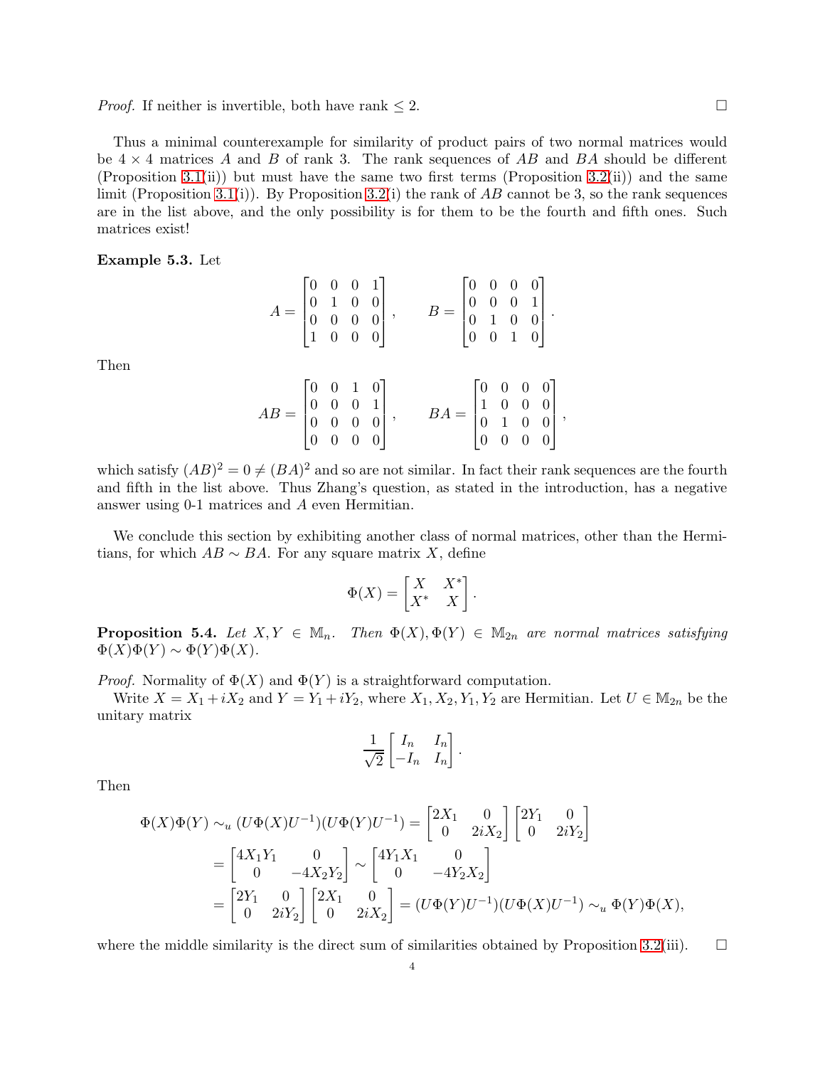*Proof.* If neither is invertible, both have rank $\leq 2$. $\square$

Thus a minimal counterexample for similarity of product pairs of two normal matrices would be $4 \times 4$ matrices $A$ and $B$ of rank 3. The rank sequences of $AB$ and $BA$ should be different (Proposition 3.1(ii)) but must have the same two first terms (Proposition 3.2(ii)) and the same limit (Proposition 3.1(i)). By Proposition 3.2(i) the rank of $AB$ cannot be 3, so the rank sequences are in the list above, and the only possibility is for them to be the fourth and fifth ones. Such matrices exist!

**Example 5.3.** Let

$$A = \begin{bmatrix} 0 & 0 & 0 & 1 \\ 0 & 1 & 0 & 0 \\ 0 & 0 & 0 & 0 \\ 1 & 0 & 0 & 0 \end{bmatrix}, \qquad B = \begin{bmatrix} 0 & 0 & 0 & 0 \\ 0 & 0 & 0 & 1 \\ 0 & 1 & 0 & 0 \\ 0 & 0 & 1 & 0 \end{bmatrix}.$$

Then

$$AB = \begin{bmatrix} 0 & 0 & 1 & 0 \\ 0 & 0 & 0 & 1 \\ 0 & 0 & 0 & 0 \\ 0 & 0 & 0 & 0 \end{bmatrix}, \qquad BA = \begin{bmatrix} 0 & 0 & 0 & 0 \\ 1 & 0 & 0 & 0 \\ 0 & 1 & 0 & 0 \\ 0 & 0 & 0 & 0 \end{bmatrix},$$

which satisfy $(AB)^2 = 0 \neq (BA)^2$ and so are not similar. In fact their rank sequences are the fourth and fifth in the list above. Thus Zhang's question, as stated in the introduction, has a negative answer using 0-1 matrices and $A$ even Hermitian.

We conclude this section by exhibiting another class of normal matrices, other than the Hermitians, for which $AB \sim BA$. For any square matrix $X$, define

$$\Phi(X) = \begin{bmatrix} X & X^* \\ X^* & X \end{bmatrix}.$$

**Proposition 5.4.** *Let $X, Y \in \mathbb{M}_n$. Then $\Phi(X), \Phi(Y) \in \mathbb{M}_{2n}$ are normal matrices satisfying $\Phi(X)\Phi(Y) \sim \Phi(Y)\Phi(X)$.*

*Proof.* Normality of $\Phi(X)$ and $\Phi(Y)$ is a straightforward computation.

Write $X = X_1 + iX_2$ and $Y = Y_1 + iY_2$, where $X_1, X_2, Y_1, Y_2$ are Hermitian. Let $U \in \mathbb{M}_{2n}$ be the unitary matrix

$$\frac{1}{\sqrt{2}} \begin{bmatrix} I_n & I_n \\ -I_n & I_n \end{bmatrix}.$$

Then

$$\begin{aligned} \Phi(X)\Phi(Y) &\sim_u (U\Phi(X)U^{-1})(U\Phi(Y)U^{-1}) = \begin{bmatrix} 2X_1 & 0 \\ 0 & 2iX_2 \end{bmatrix} \begin{bmatrix} 2Y_1 & 0 \\ 0 & 2iY_2 \end{bmatrix} \\ &= \begin{bmatrix} 4X_1Y_1 & 0 \\ 0 & -4X_2Y_2 \end{bmatrix} \sim \begin{bmatrix} 4Y_1X_1 & 0 \\ 0 & -4Y_2X_2 \end{bmatrix} \\ &= \begin{bmatrix} 2Y_1 & 0 \\ 0 & 2iY_2 \end{bmatrix} \begin{bmatrix} 2X_1 & 0 \\ 0 & 2iX_2 \end{bmatrix} = (U\Phi(Y)U^{-1})(U\Phi(X)U^{-1}) \sim_u \Phi(Y)\Phi(X), \end{aligned}$$

where the middle similarity is the direct sum of similarities obtained by Proposition 3.2(iii). $\square$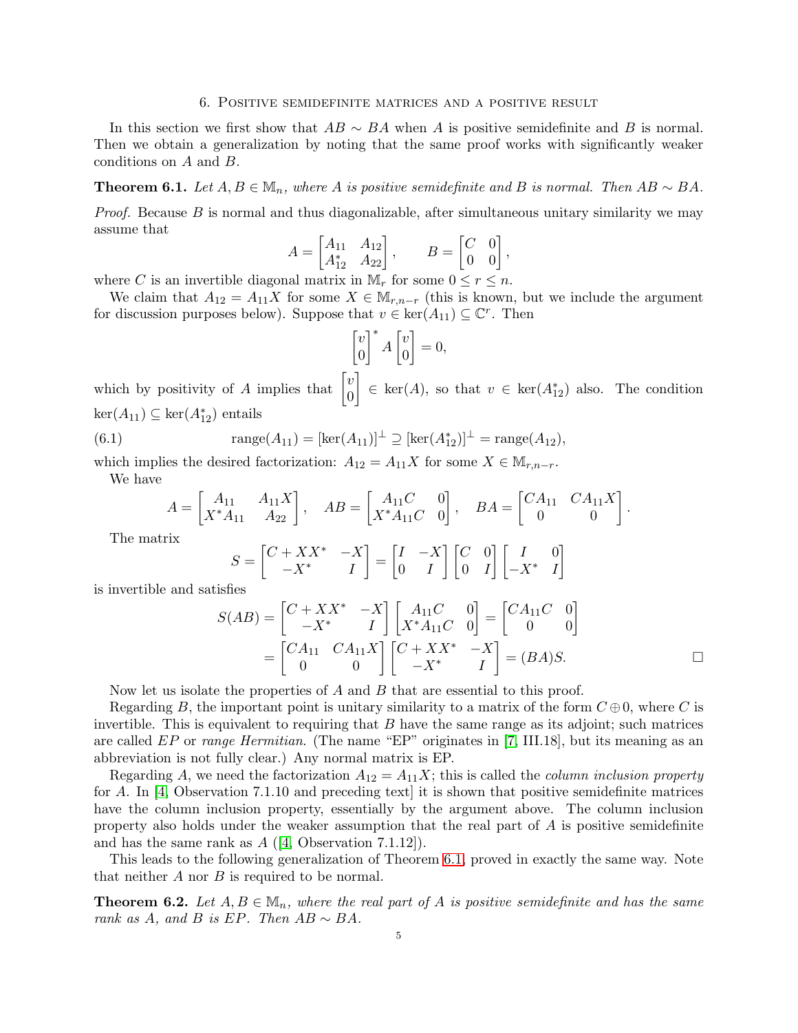## 6. Positive semidefinite matrices and a positive result

In this section we first show that $AB \sim BA$ when $A$ is positive semidefinite and $B$ is normal. Then we obtain a generalization by noting that the same proof works with significantly weaker conditions on $A$ and $B$.

**Theorem 6.1.** *Let $A, B \in \mathbb{M}_n$, where $A$ is positive semidefinite and $B$ is normal. Then $AB \sim BA$.*

*Proof.* Because $B$ is normal and thus diagonalizable, after simultaneous unitary similarity we may assume that

$$A = \begin{bmatrix} A_{11} & A_{12} \\ A_{12}^* & A_{22} \end{bmatrix}, \qquad B = \begin{bmatrix} C & 0 \\ 0 & 0 \end{bmatrix},$$

where $C$ is an invertible diagonal matrix in $\mathbb{M}_r$ for some $0 \le r \le n$.

We claim that $A_{12} = A_{11}X$ for some $X \in \mathbb{M}_{r,n-r}$ (this is known, but we include the argument for discussion purposes below). Suppose that $v \in \ker(A_{11}) \subseteq \mathbb{C}^r$. Then

$$\begin{bmatrix} v \\ 0 \end{bmatrix}^* A \begin{bmatrix} v \\ 0 \end{bmatrix} = 0,$$

which by positivity of $A$ implies that $\begin{bmatrix} v \\ 0 \end{bmatrix} \in \ker(A)$, so that $v \in \ker(A_{12}^*)$ also. The condition $\ker(A_{11}) \subseteq \ker(A_{12}^*)$ entails

$$\text{range}(A_{11}) = [\ker(A_{11})]^\perp \supseteq [\ker(A_{12}^*)]^\perp = \text{range}(A_{12}), \tag{6.1}$$

which implies the desired factorization: $A_{12} = A_{11}X$ for some $X \in \mathbb{M}_{r,n-r}$.

We have

$$A = \begin{bmatrix} A_{11} & A_{11}X \\ X^*A_{11} & A_{22} \end{bmatrix}, \quad AB = \begin{bmatrix} A_{11}C & 0 \\ X^*A_{11}C & 0 \end{bmatrix}, \quad BA = \begin{bmatrix} CA_{11} & CA_{11}X \\ 0 & 0 \end{bmatrix}.$$

The matrix

$$S = \begin{bmatrix} C + XX^* & -X \\ -X^* & I \end{bmatrix} = \begin{bmatrix} I & -X \\ 0 & I \end{bmatrix} \begin{bmatrix} C & 0 \\ 0 & I \end{bmatrix} \begin{bmatrix} I & 0 \\ -X^* & I \end{bmatrix}$$

is invertible and satisfies

$$\begin{aligned} S(AB) &= \begin{bmatrix} C + XX^* & -X \\ -X^* & I \end{bmatrix} \begin{bmatrix} A_{11}C & 0 \\ X^*A_{11}C & 0 \end{bmatrix} = \begin{bmatrix} CA_{11}C & 0 \\ 0 & 0 \end{bmatrix} \\ &= \begin{bmatrix} CA_{11} & CA_{11}X \\ 0 & 0 \end{bmatrix} \begin{bmatrix} C + XX^* & -X \\ -X^* & I \end{bmatrix} = (BA)S. \end{aligned}$$

□

Now let us isolate the properties of $A$ and $B$ that are essential to this proof.

Regarding $B$, the important point is unitary similarity to a matrix of the form $C \oplus 0$, where $C$ is invertible. This is equivalent to requiring that $B$ have the same range as its adjoint; such matrices are called *EP* or *range Hermitian*. (The name "EP" originates in [7, III.18], but its meaning as an abbreviation is not fully clear.) Any normal matrix is EP.

Regarding $A$, we need the factorization $A_{12} = A_{11}X$; this is called the *column inclusion property* for $A$. In [4, Observation 7.1.10 and preceding text] it is shown that positive semidefinite matrices have the column inclusion property, essentially by the argument above. The column inclusion property also holds under the weaker assumption that the real part of $A$ is positive semidefinite and has the same rank as $A$ ([4, Observation 7.1.12]).

This leads to the following generalization of Theorem 6.1, proved in exactly the same way. Note that neither $A$ nor $B$ is required to be normal.

**Theorem 6.2.** *Let $A, B \in \mathbb{M}_n$, where the real part of $A$ is positive semidefinite and has the same rank as $A$, and $B$ is EP. Then $AB \sim BA$.*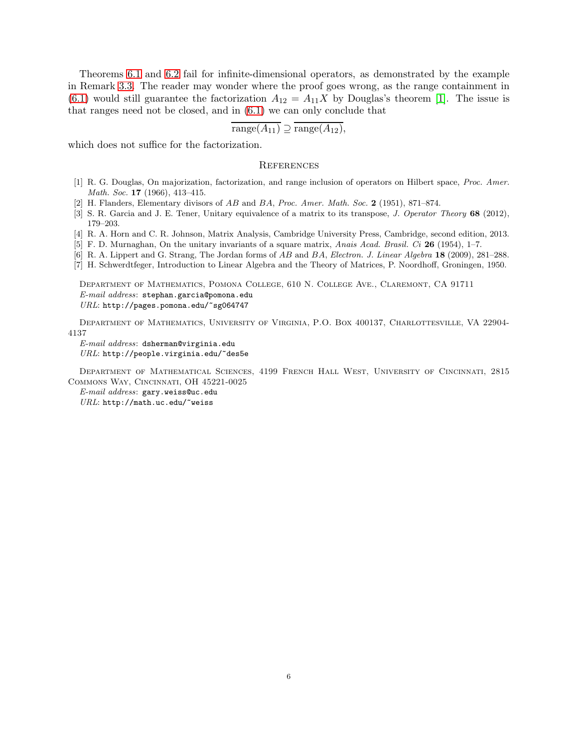Theorems 6.1 and 6.2 fail for infinite-dimensional operators, as demonstrated by the example in Remark 3.3. The reader may wonder where the proof goes wrong, as the range containment in (6.1) would still guarantee the factorization $A_{12} = A_{11}X$ by Douglas's theorem [1]. The issue is that ranges need not be closed, and in (6.1) we can only conclude that

$$\overline{\operatorname{range}(A_{11})} \supseteq \overline{\operatorname{range}(A_{12})},$$

which does not suffice for the factorization.

## References

[1] R. G. Douglas, On majorization, factorization, and range inclusion of operators on Hilbert space, *Proc. Amer. Math. Soc.* **17** (1966), 413–415.

[2] H. Flanders, Elementary divisors of $AB$ and $BA$, *Proc. Amer. Math. Soc.* **2** (1951), 871–874.

[3] S. R. Garcia and J. E. Tener, Unitary equivalence of a matrix to its transpose, *J. Operator Theory* **68** (2012), 179–203.

[4] R. A. Horn and C. R. Johnson, Matrix Analysis, Cambridge University Press, Cambridge, second edition, 2013.

[5] F. D. Murnaghan, On the unitary invariants of a square matrix, *Anais Acad. Brasil. Ci* **26** (1954), 1–7.

[6] R. A. Lippert and G. Strang, The Jordan forms of $AB$ and $BA$, *Electron. J. Linear Algebra* **18** (2009), 281–288.

[7] H. Schwerdtfeger, Introduction to Linear Algebra and the Theory of Matrices, P. Noordhoff, Groningen, 1950.

Department of Mathematics, Pomona College, 610 N. College Ave., Claremont, CA 91711
*E-mail address*: stephan.garcia@pomona.edu
*URL*: http://pages.pomona.edu/~sg064747

Department of Mathematics, University of Virginia, P.O. Box 400137, Charlottesville, VA 22904-4137
*E-mail address*: dsherman@virginia.edu
*URL*: http://people.virginia.edu/~des5e

Department of Mathematical Sciences, 4199 French Hall West, University of Cincinnati, 2815 Commons Way, Cincinnati, OH 45221-0025
*E-mail address*: gary.weiss@uc.edu
*URL*: http://math.uc.edu/~weiss